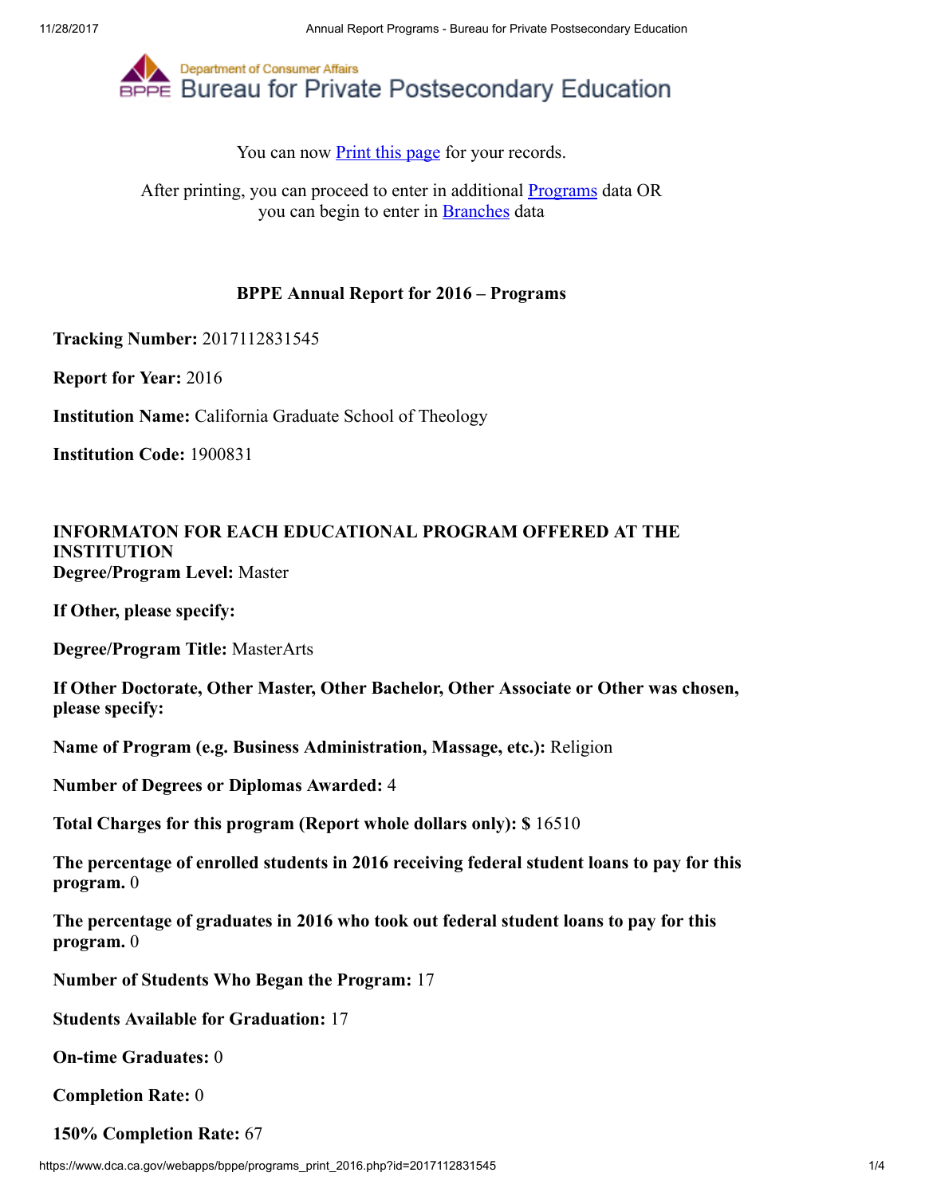Department of Consumer Affairs

# Bureau for Private Postsecondary Education

You can now Print this page for your records.

After printing, you can proceed to enter in additional Programs data OR you can begin to enter in Branches data

## BPPE Annual Report for 2016 – Programs

**Tracking Number:** 2017112831545

**Report for Year:** 2016

**Institution Name:** California Graduate School of Theology

**Institution Code:** 1900831

**INFORMATON FOR EACH EDUCATIONAL PROGRAM OFFERED AT THE INSTITUTION**
**Degree/Program Level:** Master

**If Other, please specify:**

**Degree/Program Title:** MasterArts

**If Other Doctorate, Other Master, Other Bachelor, Other Associate or Other was chosen, please specify:**

**Name of Program (e.g. Business Administration, Massage, etc.):** Religion

**Number of Degrees or Diplomas Awarded:** 4

**Total Charges for this program (Report whole dollars only): $** 16510

**The percentage of enrolled students in 2016 receiving federal student loans to pay for this program.** 0

**The percentage of graduates in 2016 who took out federal student loans to pay for this program.** 0

**Number of Students Who Began the Program:** 17

**Students Available for Graduation:** 17

**On-time Graduates:** 0

**Completion Rate:** 0

**150% Completion Rate:** 67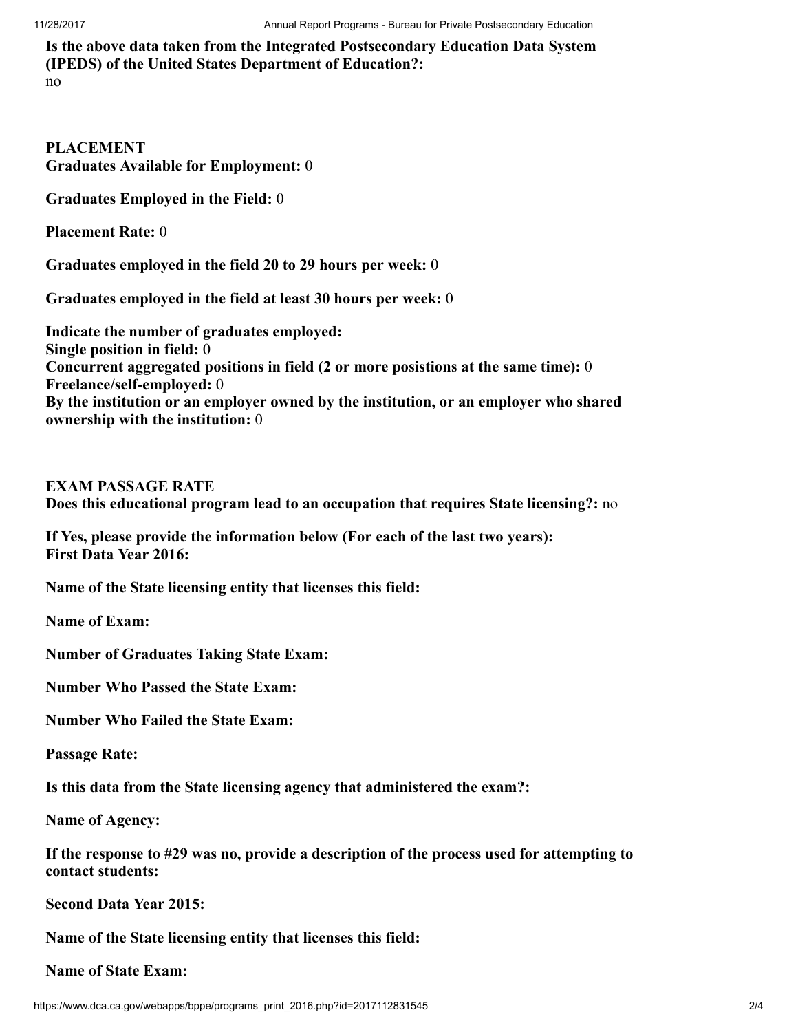**Is the above data taken from the Integrated Postsecondary Education Data System (IPEDS) of the United States Department of Education?:**
no

**PLACEMENT**
**Graduates Available for Employment:** 0

**Graduates Employed in the Field:** 0

**Placement Rate:** 0

**Graduates employed in the field 20 to 29 hours per week:** 0

**Graduates employed in the field at least 30 hours per week:** 0

**Indicate the number of graduates employed:**
**Single position in field:** 0
**Concurrent aggregated positions in field (2 or more posistions at the same time):** 0
**Freelance/self-employed:** 0
**By the institution or an employer owned by the institution, or an employer who shared ownership with the institution:** 0

**EXAM PASSAGE RATE**
**Does this educational program lead to an occupation that requires State licensing?:** no

**If Yes, please provide the information below (For each of the last two years):**
**First Data Year 2016:**

**Name of the State licensing entity that licenses this field:**

**Name of Exam:**

**Number of Graduates Taking State Exam:**

**Number Who Passed the State Exam:**

**Number Who Failed the State Exam:**

**Passage Rate:**

**Is this data from the State licensing agency that administered the exam?:**

**Name of Agency:**

**If the response to #29 was no, provide a description of the process used for attempting to contact students:**

**Second Data Year 2015:**

**Name of the State licensing entity that licenses this field:**

**Name of State Exam:**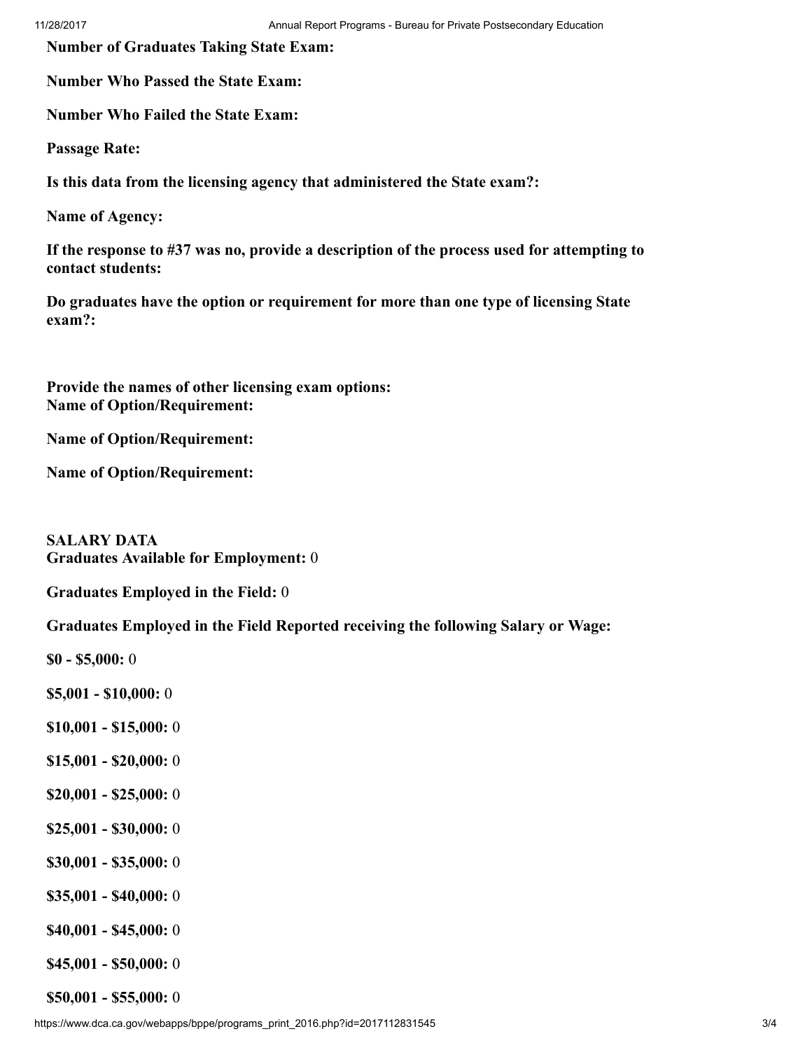**Number of Graduates Taking State Exam:**

**Number Who Passed the State Exam:**

**Number Who Failed the State Exam:**

**Passage Rate:**

**Is this data from the licensing agency that administered the State exam?:**

**Name of Agency:**

**If the response to #37 was no, provide a description of the process used for attempting to contact students:**

**Do graduates have the option or requirement for more than one type of licensing State exam?:**

**Provide the names of other licensing exam options:**
**Name of Option/Requirement:**

**Name of Option/Requirement:**

**Name of Option/Requirement:**

**SALARY DATA**
**Graduates Available for Employment:** 0

**Graduates Employed in the Field:** 0

**Graduates Employed in the Field Reported receiving the following Salary or Wage:**

**$0 - $5,000:** 0

**$5,001 - $10,000:** 0

**$10,001 - $15,000:** 0

**$15,001 - $20,000:** 0

**$20,001 - $25,000:** 0

**$25,001 - $30,000:** 0

**$30,001 - $35,000:** 0

**$35,001 - $40,000:** 0

**$40,001 - $45,000:** 0

**$45,001 - $50,000:** 0

**$50,001 - $55,000:** 0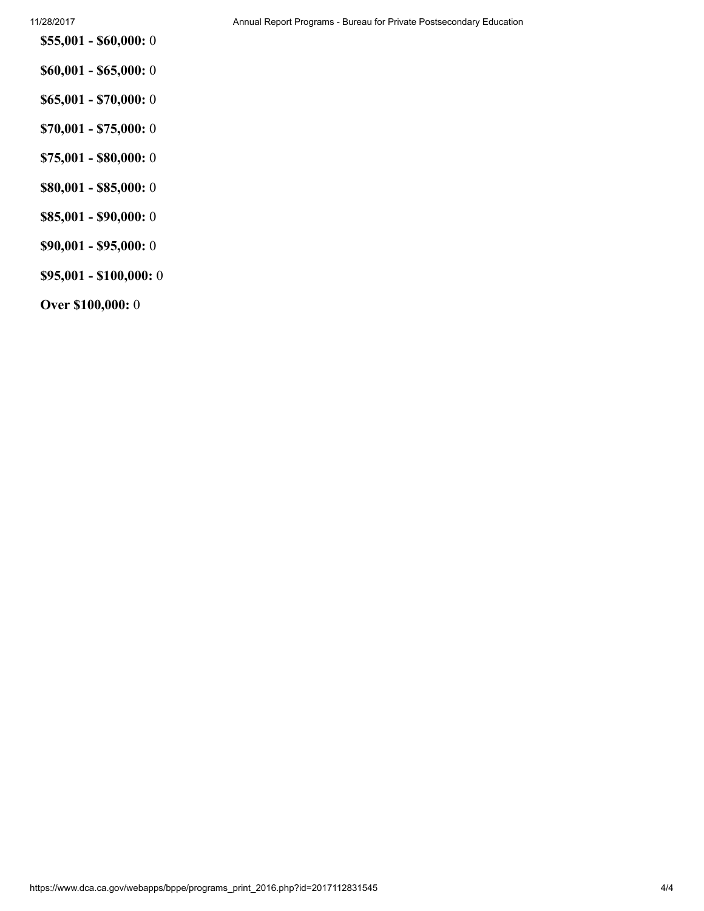**$55,001 - $60,000:** 0

**$60,001 - $65,000:** 0

**$65,001 - $70,000:** 0

**$70,001 - $75,000:** 0

**$75,001 - $80,000:** 0

**$80,001 - $85,000:** 0

**$85,001 - $90,000:** 0

**$90,001 - $95,000:** 0

**$95,001 - $100,000:** 0

**Over $100,000:** 0